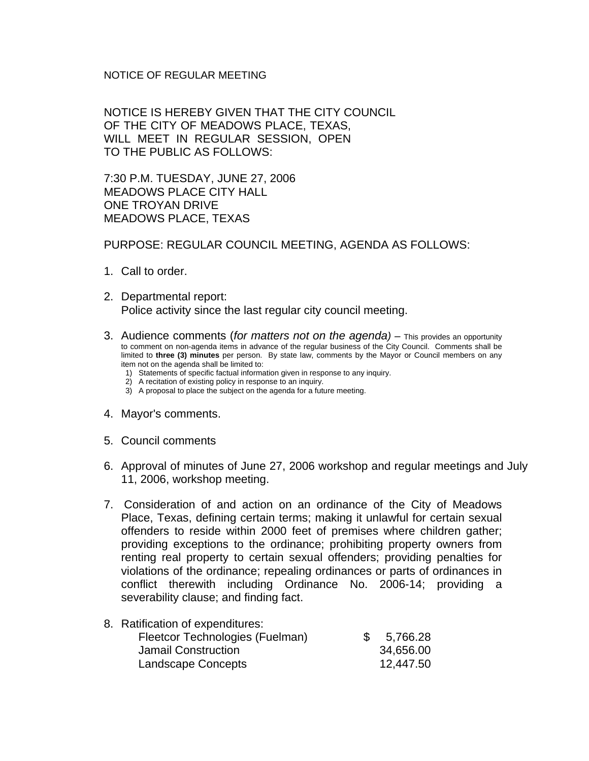NOTICE OF REGULAR MEETING

NOTICE IS HEREBY GIVEN THAT THE CITY COUNCIL OF THE CITY OF MEADOWS PLACE, TEXAS, WILL MEET IN REGULAR SESSION, OPEN TO THE PUBLIC AS FOLLOWS:

7:30 P.M. TUESDAY, JUNE 27, 2006
MEADOWS PLACE CITY HALL
ONE TROYAN DRIVE
MEADOWS PLACE, TEXAS

PURPOSE: REGULAR COUNCIL MEETING, AGENDA AS FOLLOWS:

1. Call to order.

2. Departmental report:
   Police activity since the last regular city council meeting.

3. Audience comments (*for matters not on the agenda)* – This provides an opportunity to comment on non-agenda items in advance of the regular business of the City Council. Comments shall be limited to **three (3) minutes** per person. By state law, comments by the Mayor or Council members on any item not on the agenda shall be limited to:
   1) Statements of specific factual information given in response to any inquiry.
   2) A recitation of existing policy in response to an inquiry.
   3) A proposal to place the subject on the agenda for a future meeting.

4. Mayor's comments.

5. Council comments

6. Approval of minutes of June 27, 2006 workshop and regular meetings and July 11, 2006, workshop meeting.

7. Consideration of and action on an ordinance of the City of Meadows Place, Texas, defining certain terms; making it unlawful for certain sexual offenders to reside within 2000 feet of premises where children gather; providing exceptions to the ordinance; prohibiting property owners from renting real property to certain sexual offenders; providing penalties for violations of the ordinance; repealing ordinances or parts of ordinances in conflict therewith including Ordinance No. 2006-14; providing a severability clause; and finding fact.

8. Ratification of expenditures:

| | |
|---|---|
| Fleetcor Technologies (Fuelman) | $ 5,766.28 |
| Jamail Construction | 34,656.00 |
| Landscape Concepts | 12,447.50 |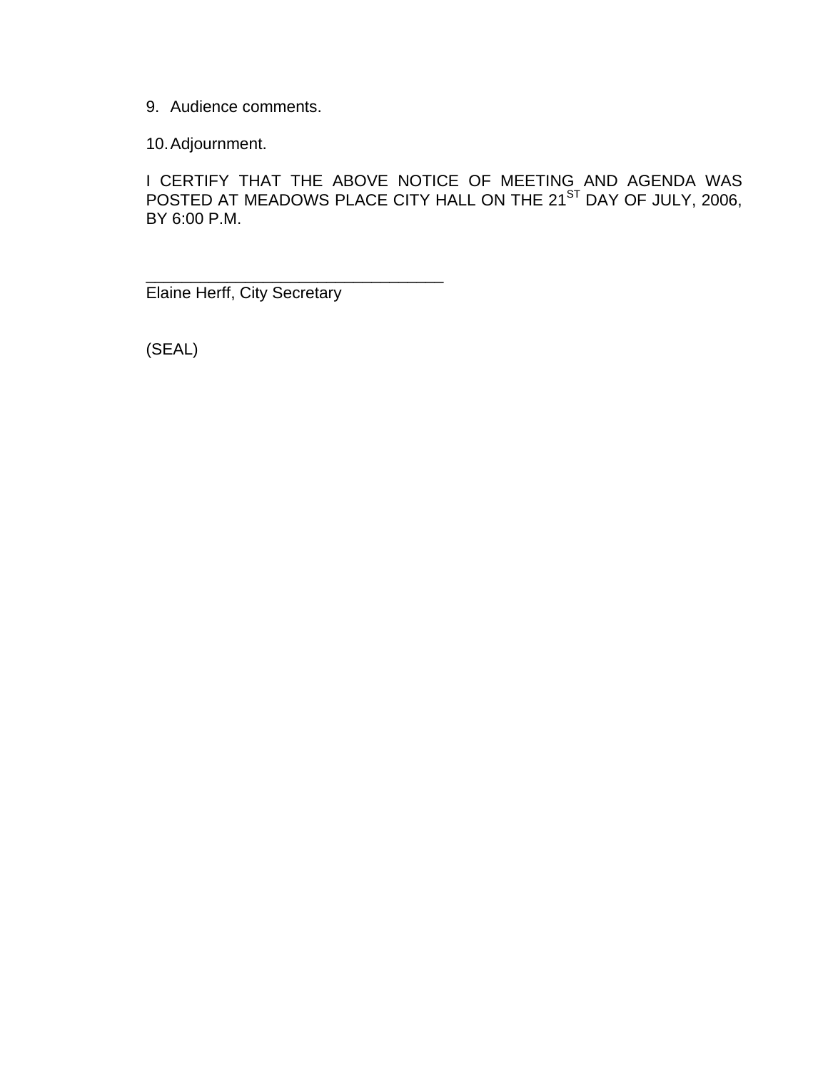9. Audience comments.

10. Adjournment.

I CERTIFY THAT THE ABOVE NOTICE OF MEETING AND AGENDA WAS POSTED AT MEADOWS PLACE CITY HALL ON THE 21ST DAY OF JULY, 2006, BY 6:00 P.M.

\_\_\_\_\_\_\_\_\_\_\_\_\_\_\_\_\_\_\_\_\_\_\_\_\_\_\_\_\_\_\_\_\_\_

Elaine Herff, City Secretary

(SEAL)